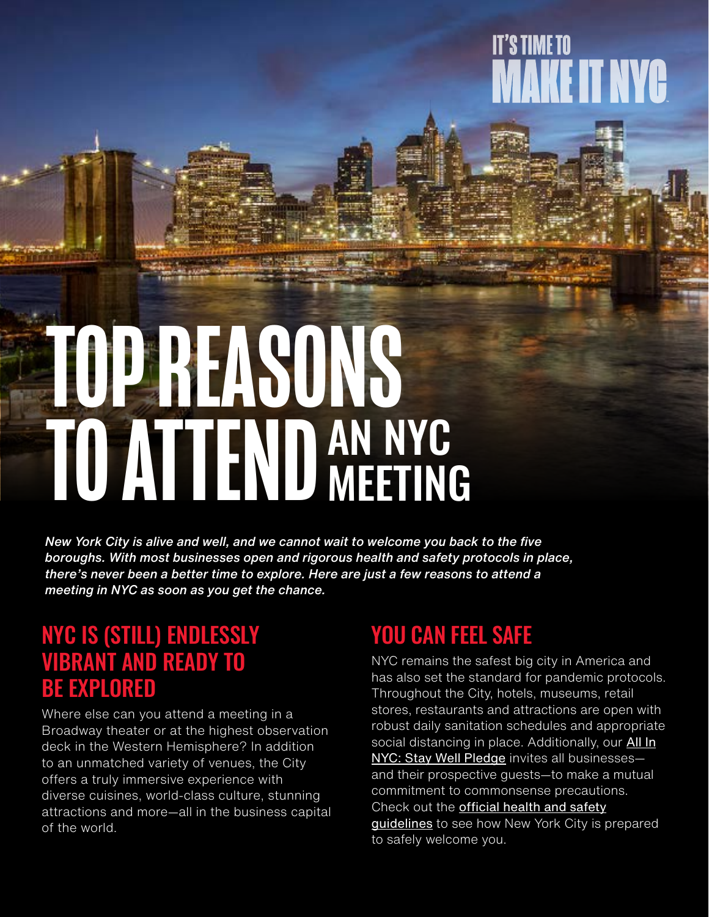IT'S TIME TO MAKE IT NYC

# TOP REASONS TO ATTEND AN NYC MEETING

*New York City is alive and well, and we cannot wait to welcome you back to the five boroughs. With most businesses open and rigorous health and safety protocols in place, there's never been a better time to explore. Here are just a few reasons to attend a meeting in NYC as soon as you get the chance.*

## NYC IS (STILL) ENDLESSLY VIBRANT AND READY TO BE EXPLORED

Where else can you attend a meeting in a Broadway theater or at the highest observation deck in the Western Hemisphere? In addition to an unmatched variety of venues, the City offers a truly immersive experience with diverse cuisines, world-class culture, stunning attractions and more—all in the business capital of the world.

## YOU CAN FEEL SAFE

NYC remains the safest big city in America and has also set the standard for pandemic protocols. Throughout the City, hotels, museums, retail stores, restaurants and attractions are open with robust daily sanitation schedules and appropriate social distancing in place. Additionally, our All In NYC: Stay Well Pledge invites all businesses—and their prospective guests—to make a mutual commitment to commonsense precautions. Check out the official health and safety guidelines to see how New York City is prepared to safely welcome you.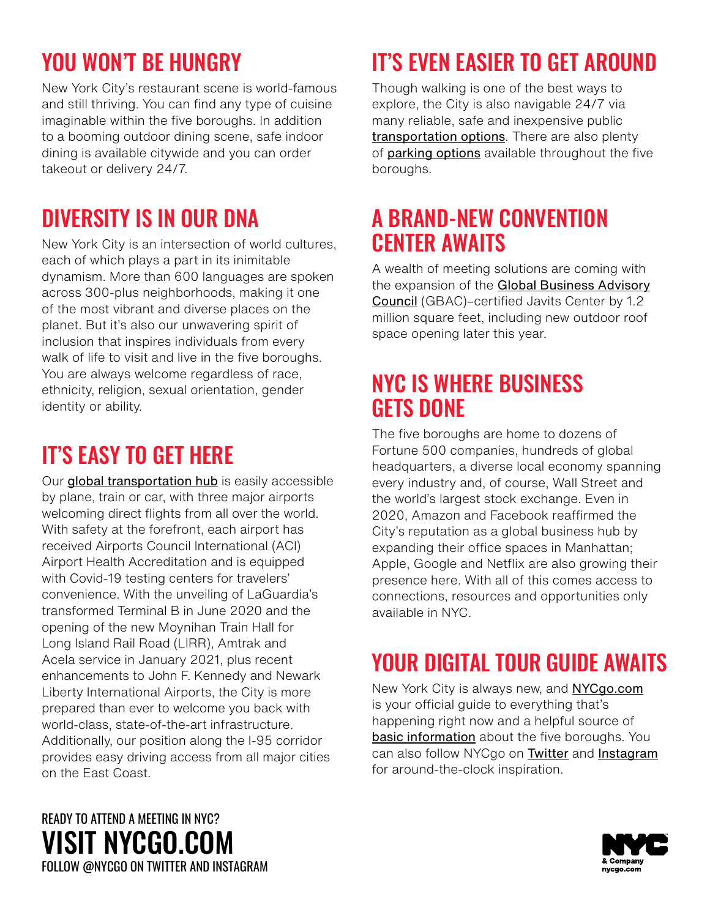## YOU WON'T BE HUNGRY

New York City's restaurant scene is world-famous and still thriving. You can find any type of cuisine imaginable within the five boroughs. In addition to a booming outdoor dining scene, safe indoor dining is available citywide and you can order takeout or delivery 24/7.

## DIVERSITY IS IN OUR DNA

New York City is an intersection of world cultures, each of which plays a part in its inimitable dynamism. More than 600 languages are spoken across 300-plus neighborhoods, making it one of the most vibrant and diverse places on the planet. But it's also our unwavering spirit of inclusion that inspires individuals from every walk of life to visit and live in the five boroughs. You are always welcome regardless of race, ethnicity, religion, sexual orientation, gender identity or ability.

## IT'S EASY TO GET HERE

Our global transportation hub is easily accessible by plane, train or car, with three major airports welcoming direct flights from all over the world. With safety at the forefront, each airport has received Airports Council International (ACI) Airport Health Accreditation and is equipped with Covid-19 testing centers for travelers' convenience. With the unveiling of LaGuardia's transformed Terminal B in June 2020 and the opening of the new Moynihan Train Hall for Long Island Rail Road (LIRR), Amtrak and Acela service in January 2021, plus recent enhancements to John F. Kennedy and Newark Liberty International Airports, the City is more prepared than ever to welcome you back with world-class, state-of-the-art infrastructure. Additionally, our position along the I-95 corridor provides easy driving access from all major cities on the East Coast.

## IT'S EVEN EASIER TO GET AROUND

Though walking is one of the best ways to explore, the City is also navigable 24/7 via many reliable, safe and inexpensive public transportation options. There are also plenty of parking options available throughout the five boroughs.

## A BRAND-NEW CONVENTION CENTER AWAITS

A wealth of meeting solutions are coming with the expansion of the Global Business Advisory Council (GBAC)–certified Javits Center by 1.2 million square feet, including new outdoor roof space opening later this year.

## NYC IS WHERE BUSINESS GETS DONE

The five boroughs are home to dozens of Fortune 500 companies, hundreds of global headquarters, a diverse local economy spanning every industry and, of course, Wall Street and the world's largest stock exchange. Even in 2020, Amazon and Facebook reaffirmed the City's reputation as a global business hub by expanding their office spaces in Manhattan; Apple, Google and Netflix are also growing their presence here. With all of this comes access to connections, resources and opportunities only available in NYC.

## YOUR DIGITAL TOUR GUIDE AWAITS

New York City is always new, and NYCgo.com is your official guide to everything that's happening right now and a helpful source of basic information about the five boroughs. You can also follow NYCgo on Twitter and Instagram for around-the-clock inspiration.

READY TO ATTEND A MEETING IN NYC?

# VISIT NYCGO.COM

FOLLOW @NYCGO ON TWITTER AND INSTAGRAM

NYC & Company
nycgo.com